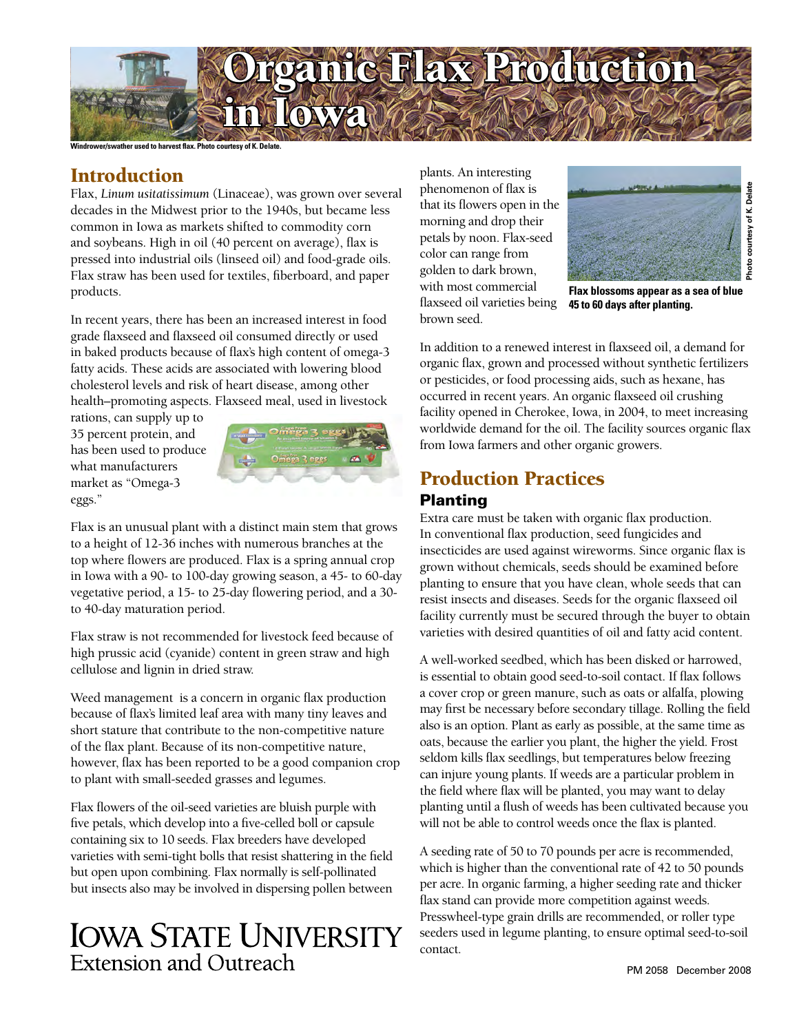# Organic Flax Production in Iowa

Windrower/swather used to harvest flax. Photo courtesy of K. Delate.

## Introduction

Flax, *Linum usitatissimum* (Linaceae), was grown over several decades in the Midwest prior to the 1940s, but became less common in Iowa as markets shifted to commodity corn and soybeans. High in oil (40 percent on average), flax is pressed into industrial oils (linseed oil) and food-grade oils. Flax straw has been used for textiles, fiberboard, and paper products.

In recent years, there has been an increased interest in food grade flaxseed and flaxseed oil consumed directly or used in baked products because of flax's high content of omega-3 fatty acids. These acids are associated with lowering blood cholesterol levels and risk of heart disease, among other health–promoting aspects. Flaxseed meal, used in livestock rations, can supply up to 35 percent protein, and has been used to produce what manufacturers market as "Omega-3 eggs."

Flax is an unusual plant with a distinct main stem that grows to a height of 12-36 inches with numerous branches at the top where flowers are produced. Flax is a spring annual crop in Iowa with a 90- to 100-day growing season, a 45- to 60-day vegetative period, a 15- to 25-day flowering period, and a 30- to 40-day maturation period.

Flax straw is not recommended for livestock feed because of high prussic acid (cyanide) content in green straw and high cellulose and lignin in dried straw.

Weed management is a concern in organic flax production because of flax's limited leaf area with many tiny leaves and short stature that contribute to the non-competitive nature of the flax plant. Because of its non-competitive nature, however, flax has been reported to be a good companion crop to plant with small-seeded grasses and legumes.

Flax flowers of the oil-seed varieties are bluish purple with five petals, which develop into a five-celled boll or capsule containing six to 10 seeds. Flax breeders have developed varieties with semi-tight bolls that resist shattering in the field but open upon combining. Flax normally is self-pollinated but insects also may be involved in dispersing pollen between plants. An interesting phenomenon of flax is that its flowers open in the morning and drop their petals by noon. Flax-seed color can range from golden to dark brown, with most commercial flaxseed oil varieties being brown seed.

Flax blossoms appear as a sea of blue 45 to 60 days after planting.

Photo courtesy of K. Delate

In addition to a renewed interest in flaxseed oil, a demand for organic flax, grown and processed without synthetic fertilizers or pesticides, or food processing aids, such as hexane, has occurred in recent years. An organic flaxseed oil crushing facility opened in Cherokee, Iowa, in 2004, to meet increasing worldwide demand for the oil. The facility sources organic flax from Iowa farmers and other organic growers.

## Production Practices

### Planting

Extra care must be taken with organic flax production. In conventional flax production, seed fungicides and insecticides are used against wireworms. Since organic flax is grown without chemicals, seeds should be examined before planting to ensure that you have clean, whole seeds that can resist insects and diseases. Seeds for the organic flaxseed oil facility currently must be secured through the buyer to obtain varieties with desired quantities of oil and fatty acid content.

A well-worked seedbed, which has been disked or harrowed, is essential to obtain good seed-to-soil contact. If flax follows a cover crop or green manure, such as oats or alfalfa, plowing may first be necessary before secondary tillage. Rolling the field also is an option. Plant as early as possible, at the same time as oats, because the earlier you plant, the higher the yield. Frost seldom kills flax seedlings, but temperatures below freezing can injure young plants. If weeds are a particular problem in the field where flax will be planted, you may want to delay planting until a flush of weeds has been cultivated because you will not be able to control weeds once the flax is planted.

A seeding rate of 50 to 70 pounds per acre is recommended, which is higher than the conventional rate of 42 to 50 pounds per acre. In organic farming, a higher seeding rate and thicker flax stand can provide more competition against weeds. Presswheel-type grain drills are recommended, or roller type seeders used in legume planting, to ensure optimal seed-to-soil contact.

Iowa State University Extension and Outreach

PM 2058 December 2008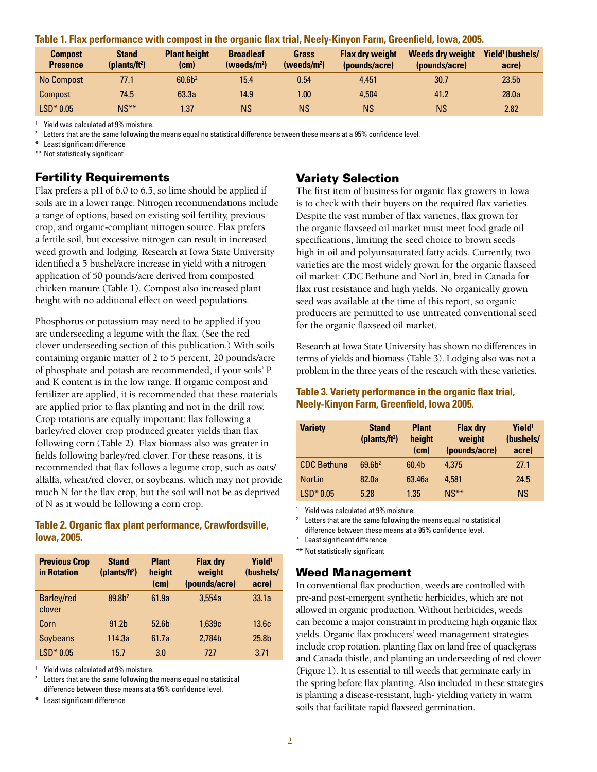**Table 1. Flax performance with compost in the organic flax trial, Neely-Kinyon Farm, Greenfield, Iowa, 2005.**

| Compost Presence | Stand (plants/ft²) | Plant height (cm) | Broadleaf (weeds/m²) | Grass (weeds/m²) | Flax dry weight (pounds/acre) | Weeds dry weight (pounds/acre) | Yield[1] (bushels/acre) |
|---|---|---|---|---|---|---|---|
| No Compost | 77.1 | 60.6b[2] | 15.4 | 0.54 | 4,451 | 30.7 | 23.5b |
| Compost | 74.5 | 63.3a | 14.9 | 1.00 | 4,504 | 41.2 | 28.0a |
| LSD* 0.05 | NS** | 1.37 | NS | NS | NS | NS | 2.82 |

[1] Yield was calculated at 9% moisture.

[2] Letters that are the same following the means equal no statistical difference between these means at a 95% confidence level.

* Least significant difference

** Not statistically significant

## Fertility Requirements

Flax prefers a pH of 6.0 to 6.5, so lime should be applied if soils are in a lower range. Nitrogen recommendations include a range of options, based on existing soil fertility, previous crop, and organic-compliant nitrogen source. Flax prefers a fertile soil, but excessive nitrogen can result in increased weed growth and lodging. Research at Iowa State University identified a 5 bushel/acre increase in yield with a nitrogen application of 50 pounds/acre derived from composted chicken manure (Table 1). Compost also increased plant height with no additional effect on weed populations.

Phosphorus or potassium may need to be applied if you are underseeding a legume with the flax. (See the red clover underseeding section of this publication.) With soils containing organic matter of 2 to 5 percent, 20 pounds/acre of phosphate and potash are recommended, if your soils' P and K content is in the low range. If organic compost and fertilizer are applied, it is recommended that these materials are applied prior to flax planting and not in the drill row. Crop rotations are equally important: flax following a barley/red clover crop produced greater yields than flax following corn (Table 2). Flax biomass also was greater in fields following barley/red clover. For these reasons, it is recommended that flax follows a legume crop, such as oats/alfalfa, wheat/red clover, or soybeans, which may not provide much N for the flax crop, but the soil will not be as deprived of N as it would be following a corn crop.

**Table 2. Organic flax plant performance, Crawfordsville, Iowa, 2005.**

| Previous Crop in Rotation | Stand (plants/ft²) | Plant height (cm) | Flax dry weight (pounds/acre) | Yield[1] (bushels/acre) |
|---|---|---|---|---|
| Barley/red clover | 89.8b[2] | 61.9a | 3,554a | 33.1a |
| Corn | 91.2b | 52.6b | 1,639c | 13.6c |
| Soybeans | 114.3a | 61.7a | 2,784b | 25.8b |
| LSD* 0.05 | 15.7 | 3.0 | 727 | 3.71 |

[1] Yield was calculated at 9% moisture.

[2] Letters that are the same following the means equal no statistical difference between these means at a 95% confidence level.

* Least significant difference

## Variety Selection

The first item of business for organic flax growers in Iowa is to check with their buyers on the required flax varieties. Despite the vast number of flax varieties, flax grown for the organic flaxseed oil market must meet food grade oil specifications, limiting the seed choice to brown seeds high in oil and polyunsaturated fatty acids. Currently, two varieties are the most widely grown for the organic flaxseed oil market: CDC Bethune and NorLin, bred in Canada for flax rust resistance and high yields. No organically grown seed was available at the time of this report, so organic producers are permitted to use untreated conventional seed for the organic flaxseed oil market.

Research at Iowa State University has shown no differences in terms of yields and biomass (Table 3). Lodging also was not a problem in the three years of the research with these varieties.

**Table 3. Variety performance in the organic flax trial, Neely-Kinyon Farm, Greenfield, Iowa 2005.**

| Variety | Stand (plants/ft²) | Plant height (cm) | Flax dry weight (pounds/acre) | Yield[1] (bushels/acre) |
|---|---|---|---|---|
| CDC Bethune | 69.6b[2] | 60.4b | 4,375 | 27.1 |
| NorLin | 82.0a | 63.46a | 4,581 | 24.5 |
| LSD* 0.05 | 5.28 | 1.35 | NS** | NS |

[1] Yield was calculated at 9% moisture.

[2] Letters that are the same following the means equal no statistical difference between these means at a 95% confidence level.

* Least significant difference

** Not statistically significant

## Weed Management

In conventional flax production, weeds are controlled with pre-and post-emergent synthetic herbicides, which are not allowed in organic production. Without herbicides, weeds can become a major constraint in producing high organic flax yields. Organic flax producers' weed management strategies include crop rotation, planting flax on land free of quackgrass and Canada thistle, and planting an underseeding of red clover (Figure 1). It is essential to till weeds that germinate early in the spring before flax planting. Also included in these strategies is planting a disease-resistant, high- yielding variety in warm soils that facilitate rapid flaxseed germination.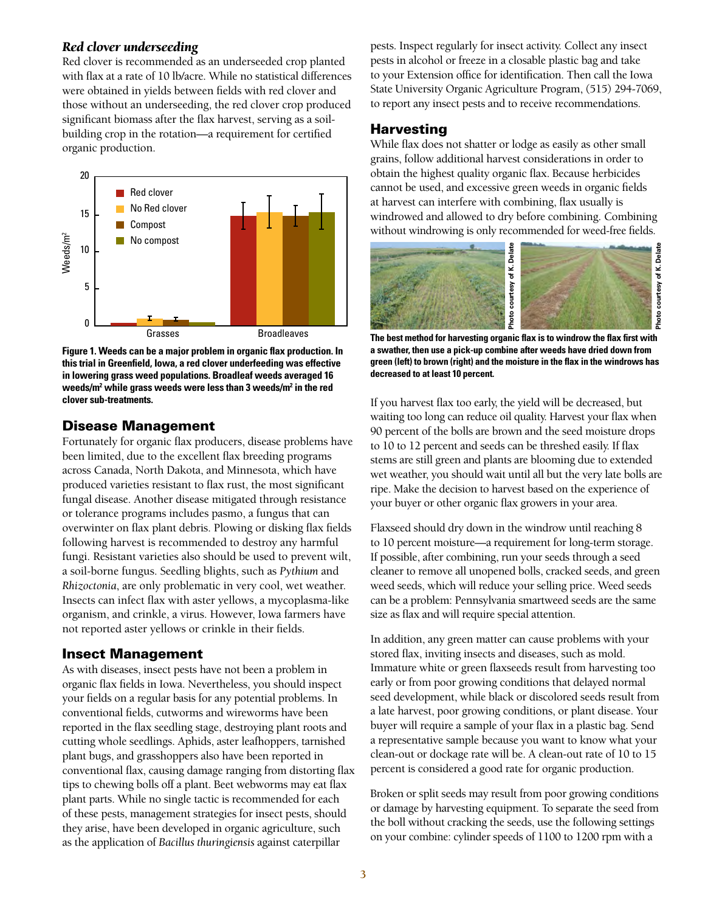### *Red clover underseeding*

Red clover is recommended as an underseeded crop planted with flax at a rate of 10 lb/acre. While no statistical differences were obtained in yields between fields with red clover and those without an underseeding, the red clover crop produced significant biomass after the flax harvest, serving as a soil-building crop in the rotation—a requirement for certified organic production.

**Figure 1. Weeds can be a major problem in organic flax production. In this trial in Greenfield, Iowa, a red clover underfeeding was effective in lowering grass weed populations. Broadleaf weeds averaged 16 weeds/m² while grass weeds were less than 3 weeds/m² in the red clover sub-treatments.**

## Disease Management

Fortunately for organic flax producers, disease problems have been limited, due to the excellent flax breeding programs across Canada, North Dakota, and Minnesota, which have produced varieties resistant to flax rust, the most significant fungal disease. Another disease mitigated through resistance or tolerance programs includes pasmo, a fungus that can overwinter on flax plant debris. Plowing or disking flax fields following harvest is recommended to destroy any harmful fungi. Resistant varieties also should be used to prevent wilt, a soil-borne fungus. Seedling blights, such as *Pythium* and *Rhizoctonia*, are only problematic in very cool, wet weather. Insects can infect flax with aster yellows, a mycoplasma-like organism, and crinkle, a virus. However, Iowa farmers have not reported aster yellows or crinkle in their fields.

## Insect Management

As with diseases, insect pests have not been a problem in organic flax fields in Iowa. Nevertheless, you should inspect your fields on a regular basis for any potential problems. In conventional fields, cutworms and wireworms have been reported in the flax seedling stage, destroying plant roots and cutting whole seedlings. Aphids, aster leafhoppers, tarnished plant bugs, and grasshoppers also have been reported in conventional flax, causing damage ranging from distorting flax tips to chewing bolls off a plant. Beet webworms may eat flax plant parts. While no single tactic is recommended for each of these pests, management strategies for insect pests, should they arise, have been developed in organic agriculture, such as the application of *Bacillus thuringiensis* against caterpillar pests. Inspect regularly for insect activity. Collect any insect pests in alcohol or freeze in a closable plastic bag and take to your Extension office for identification. Then call the Iowa State University Organic Agriculture Program, (515) 294-7069, to report any insect pests and to receive recommendations.

## Harvesting

While flax does not shatter or lodge as easily as other small grains, follow additional harvest considerations in order to obtain the highest quality organic flax. Because herbicides cannot be used, and excessive green weeds in organic fields at harvest can interfere with combining, flax usually is windrowed and allowed to dry before combining. Combining without windrowing is only recommended for weed-free fields.

**The best method for harvesting organic flax is to windrow the flax first with a swather, then use a pick-up combine after weeds have dried down from green (left) to brown (right) and the moisture in the flax in the windrows has decreased to at least 10 percent.**

If you harvest flax too early, the yield will be decreased, but waiting too long can reduce oil quality. Harvest your flax when 90 percent of the bolls are brown and the seed moisture drops to 10 to 12 percent and seeds can be threshed easily. If flax stems are still green and plants are blooming due to extended wet weather, you should wait until all but the very late bolls are ripe. Make the decision to harvest based on the experience of your buyer or other organic flax growers in your area.

Flaxseed should dry down in the windrow until reaching 8 to 10 percent moisture—a requirement for long-term storage. If possible, after combining, run your seeds through a seed cleaner to remove all unopened bolls, cracked seeds, and green weed seeds, which will reduce your selling price. Weed seeds can be a problem: Pennsylvania smartweed seeds are the same size as flax and will require special attention.

In addition, any green matter can cause problems with your stored flax, inviting insects and diseases, such as mold. Immature white or green flaxseeds result from harvesting too early or from poor growing conditions that delayed normal seed development, while black or discolored seeds result from a late harvest, poor growing conditions, or plant disease. Your buyer will require a sample of your flax in a plastic bag. Send a representative sample because you want to know what your clean-out or dockage rate will be. A clean-out rate of 10 to 15 percent is considered a good rate for organic production.

Broken or split seeds may result from poor growing conditions or damage by harvesting equipment. To separate the seed from the boll without cracking the seeds, use the following settings on your combine: cylinder speeds of 1100 to 1200 rpm with a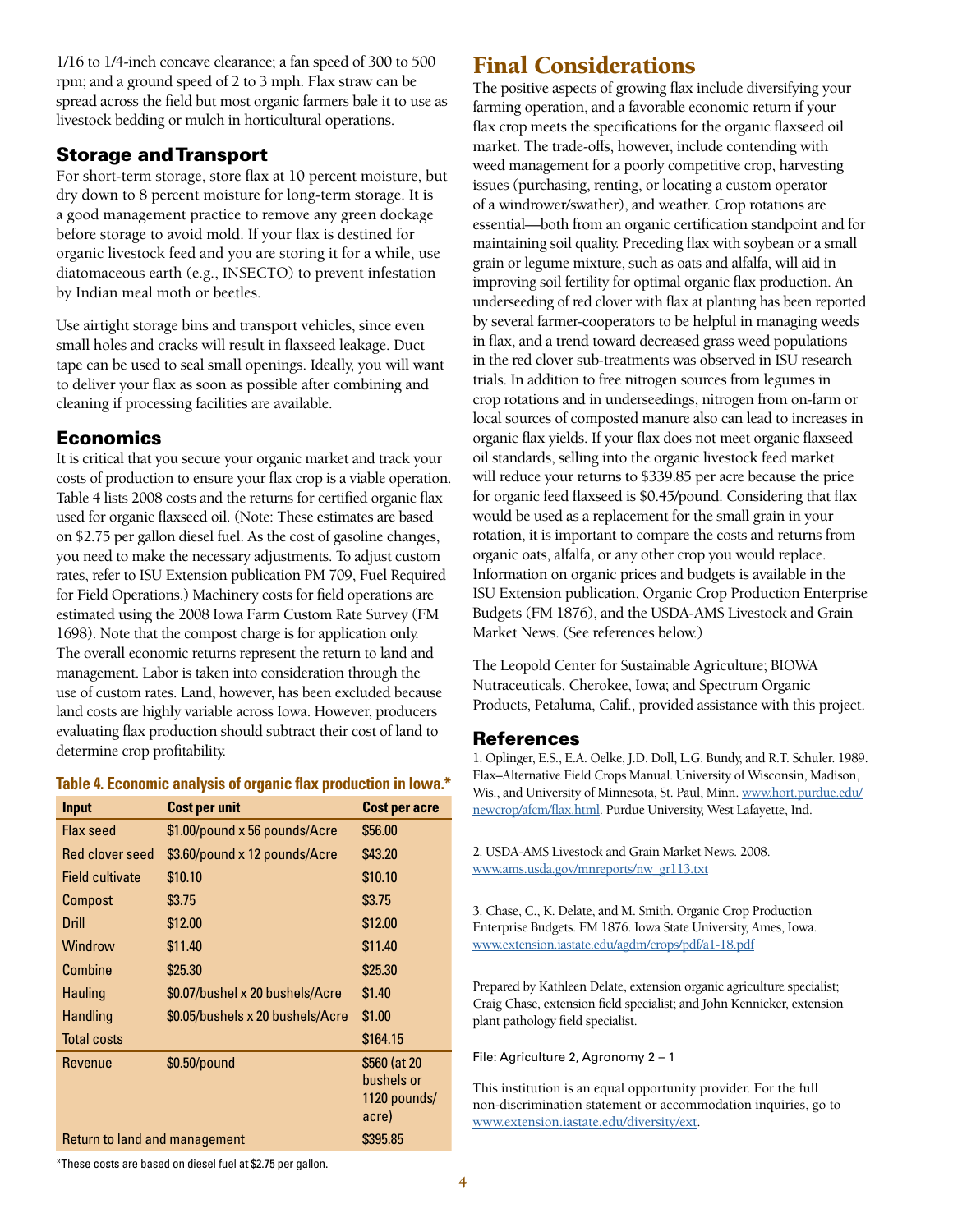1/16 to 1/4-inch concave clearance; a fan speed of 300 to 500 rpm; and a ground speed of 2 to 3 mph. Flax straw can be spread across the field but most organic farmers bale it to use as livestock bedding or mulch in horticultural operations.

## Storage and Transport

For short-term storage, store flax at 10 percent moisture, but dry down to 8 percent moisture for long-term storage. It is a good management practice to remove any green dockage before storage to avoid mold. If your flax is destined for organic livestock feed and you are storing it for a while, use diatomaceous earth (e.g., INSECTO) to prevent infestation by Indian meal moth or beetles.

Use airtight storage bins and transport vehicles, since even small holes and cracks will result in flaxseed leakage. Duct tape can be used to seal small openings. Ideally, you will want to deliver your flax as soon as possible after combining and cleaning if processing facilities are available.

## Economics

It is critical that you secure your organic market and track your costs of production to ensure your flax crop is a viable operation. Table 4 lists 2008 costs and the returns for certified organic flax used for organic flaxseed oil. (Note: These estimates are based on $2.75 per gallon diesel fuel. As the cost of gasoline changes, you need to make the necessary adjustments. To adjust custom rates, refer to ISU Extension publication PM 709, Fuel Required for Field Operations.) Machinery costs for field operations are estimated using the 2008 Iowa Farm Custom Rate Survey (FM 1698). Note that the compost charge is for application only. The overall economic returns represent the return to land and management. Labor is taken into consideration through the use of custom rates. Land, however, has been excluded because land costs are highly variable across Iowa. However, producers evaluating flax production should subtract their cost of land to determine crop profitability.

**Table 4. Economic analysis of organic flax production in Iowa.***

| Input | Cost per unit | Cost per acre |
|---|---|---|
| Flax seed | $1.00/pound x 56 pounds/Acre | $56.00 |
| Red clover seed | $3.60/pound x 12 pounds/Acre | $43.20 |
| Field cultivate | $10.10 | $10.10 |
| Compost | $3.75 | $3.75 |
| Drill | $12.00 | $12.00 |
| Windrow | $11.40 | $11.40 |
| Combine | $25.30 | $25.30 |
| Hauling | $0.07/bushel x 20 bushels/Acre | $1.40 |
| Handling | $0.05/bushels x 20 bushels/Acre | $1.00 |
| Total costs | | $164.15 |
| Revenue | $0.50/pound | $560 (at 20 bushels or 1120 pounds/acre) |
| Return to land and management | | $395.85 |

*These costs are based on diesel fuel at $2.75 per gallon.

# Final Considerations

The positive aspects of growing flax include diversifying your farming operation, and a favorable economic return if your flax crop meets the specifications for the organic flaxseed oil market. The trade-offs, however, include contending with weed management for a poorly competitive crop, harvesting issues (purchasing, renting, or locating a custom operator of a windrower/swather), and weather. Crop rotations are essential—both from an organic certification standpoint and for maintaining soil quality. Preceding flax with soybean or a small grain or legume mixture, such as oats and alfalfa, will aid in improving soil fertility for optimal organic flax production. An underseeding of red clover with flax at planting has been reported by several farmer-cooperators to be helpful in managing weeds in flax, and a trend toward decreased grass weed populations in the red clover sub-treatments was observed in ISU research trials. In addition to free nitrogen sources from legumes in crop rotations and in underseedings, nitrogen from on-farm or local sources of composted manure also can lead to increases in organic flax yields. If your flax does not meet organic flaxseed oil standards, selling into the organic livestock feed market will reduce your returns to $339.85 per acre because the price for organic feed flaxseed is $0.45/pound. Considering that flax would be used as a replacement for the small grain in your rotation, it is important to compare the costs and returns from organic oats, alfalfa, or any other crop you would replace. Information on organic prices and budgets is available in the ISU Extension publication, Organic Crop Production Enterprise Budgets (FM 1876), and the USDA-AMS Livestock and Grain Market News. (See references below.)

The Leopold Center for Sustainable Agriculture; BIOWA Nutraceuticals, Cherokee, Iowa; and Spectrum Organic Products, Petaluma, Calif., provided assistance with this project.

## References

1. Oplinger, E.S., E.A. Oelke, J.D. Doll, L.G. Bundy, and R.T. Schuler. 1989. Flax–Alternative Field Crops Manual. University of Wisconsin, Madison, Wis., and University of Minnesota, St. Paul, Minn. www.hort.purdue.edu/newcrop/afcm/flax.html. Purdue University, West Lafayette, Ind.

2. USDA-AMS Livestock and Grain Market News. 2008. www.ams.usda.gov/mnreports/nw_gr113.txt

3. Chase, C., K. Delate, and M. Smith. Organic Crop Production Enterprise Budgets. FM 1876. Iowa State University, Ames, Iowa. www.extension.iastate.edu/agdm/crops/pdf/a1-18.pdf

Prepared by Kathleen Delate, extension organic agriculture specialist; Craig Chase, extension field specialist; and John Kennicker, extension plant pathology field specialist.

File: Agriculture 2, Agronomy 2 – 1

This institution is an equal opportunity provider. For the full non-discrimination statement or accommodation inquiries, go to www.extension.iastate.edu/diversity/ext.